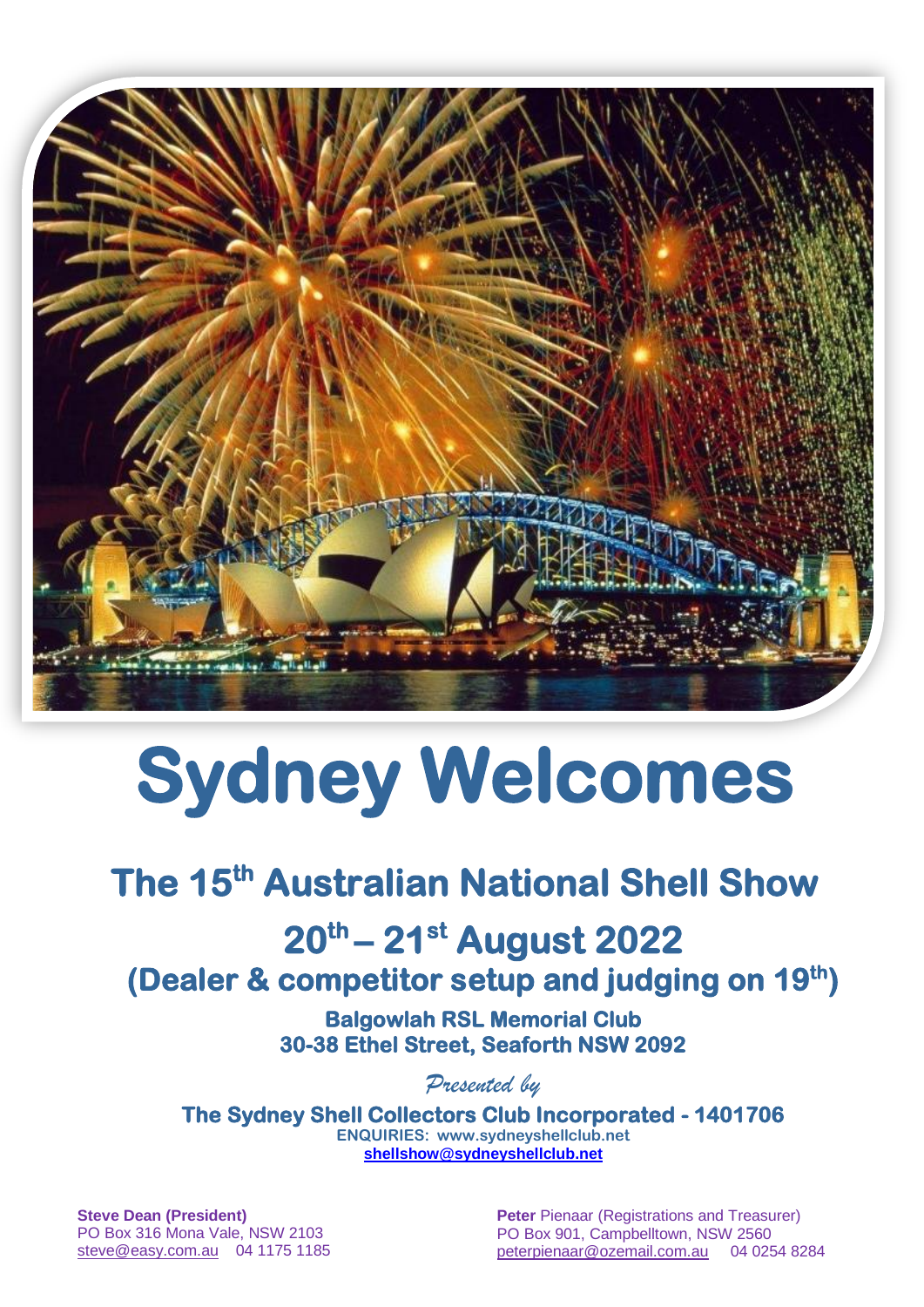# Sydney Welcomes

## The 15th Australian National Shell Show

## 20th – 21st August 2022

### (Dealer & competitor setup and judging on 19th)

**Balgowlah RSL Memorial Club**
**30-38 Ethel Street, Seaforth NSW 2092**

*Presented by*

**The Sydney Shell Collectors Club Incorporated - 1401706**
**ENQUIRIES: www.sydneyshellclub.net**
**shellshow@sydneyshellclub.net**

**Steve Dean (President)**
PO Box 316 Mona Vale, NSW 2103
steve@easy.com.au 04 1175 1185

**Peter** Pienaar (Registrations and Treasurer)
PO Box 901, Campbelltown, NSW 2560
peterpienaar@ozemail.com.au 04 0254 8284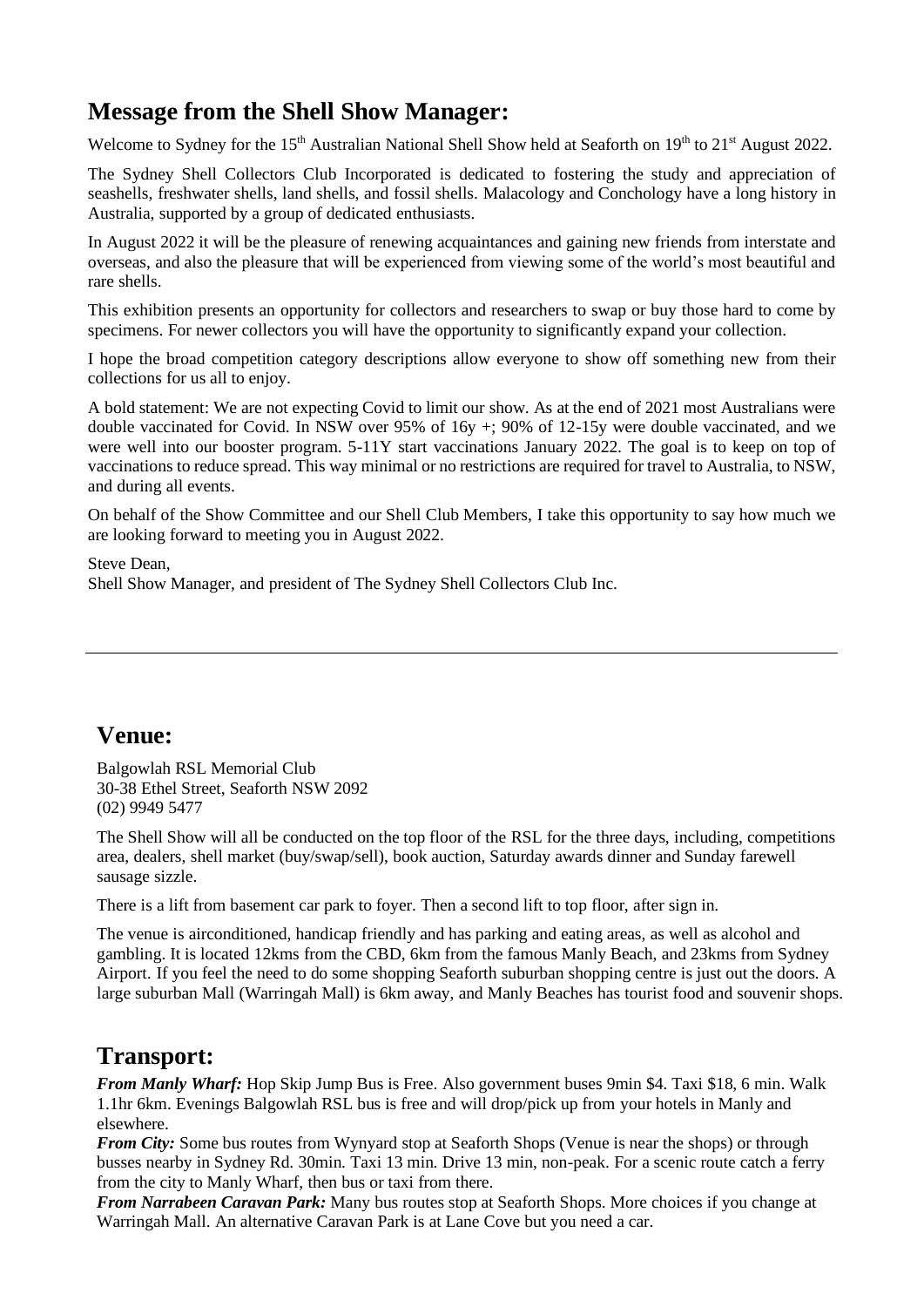## Message from the Shell Show Manager:

Welcome to Sydney for the 15th Australian National Shell Show held at Seaforth on 19th to 21st August 2022.

The Sydney Shell Collectors Club Incorporated is dedicated to fostering the study and appreciation of seashells, freshwater shells, land shells, and fossil shells. Malacology and Conchology have a long history in Australia, supported by a group of dedicated enthusiasts.

In August 2022 it will be the pleasure of renewing acquaintances and gaining new friends from interstate and overseas, and also the pleasure that will be experienced from viewing some of the world's most beautiful and rare shells.

This exhibition presents an opportunity for collectors and researchers to swap or buy those hard to come by specimens. For newer collectors you will have the opportunity to significantly expand your collection.

I hope the broad competition category descriptions allow everyone to show off something new from their collections for us all to enjoy.

A bold statement: We are not expecting Covid to limit our show. As at the end of 2021 most Australians were double vaccinated for Covid. In NSW over 95% of 16y +; 90% of 12-15y were double vaccinated, and we were well into our booster program. 5-11Y start vaccinations January 2022. The goal is to keep on top of vaccinations to reduce spread. This way minimal or no restrictions are required for travel to Australia, to NSW, and during all events.

On behalf of the Show Committee and our Shell Club Members, I take this opportunity to say how much we are looking forward to meeting you in August 2022.

Steve Dean,
Shell Show Manager, and president of The Sydney Shell Collectors Club Inc.

---

## Venue:

Balgowlah RSL Memorial Club
30-38 Ethel Street, Seaforth NSW 2092
(02) 9949 5477

The Shell Show will all be conducted on the top floor of the RSL for the three days, including, competitions area, dealers, shell market (buy/swap/sell), book auction, Saturday awards dinner and Sunday farewell sausage sizzle.

There is a lift from basement car park to foyer. Then a second lift to top floor, after sign in.

The venue is airconditioned, handicap friendly and has parking and eating areas, as well as alcohol and gambling. It is located 12kms from the CBD, 6km from the famous Manly Beach, and 23kms from Sydney Airport. If you feel the need to do some shopping Seaforth suburban shopping centre is just out the doors. A large suburban Mall (Warringah Mall) is 6km away, and Manly Beaches has tourist food and souvenir shops.

## Transport:

***From Manly Wharf:*** Hop Skip Jump Bus is Free. Also government buses 9min $4. Taxi $18, 6 min. Walk 1.1hr 6km. Evenings Balgowlah RSL bus is free and will drop/pick up from your hotels in Manly and elsewhere.

***From City:*** Some bus routes from Wynyard stop at Seaforth Shops (Venue is near the shops) or through busses nearby in Sydney Rd. 30min. Taxi 13 min. Drive 13 min, non-peak. For a scenic route catch a ferry from the city to Manly Wharf, then bus or taxi from there.

***From Narrabeen Caravan Park:*** Many bus routes stop at Seaforth Shops. More choices if you change at Warringah Mall. An alternative Caravan Park is at Lane Cove but you need a car.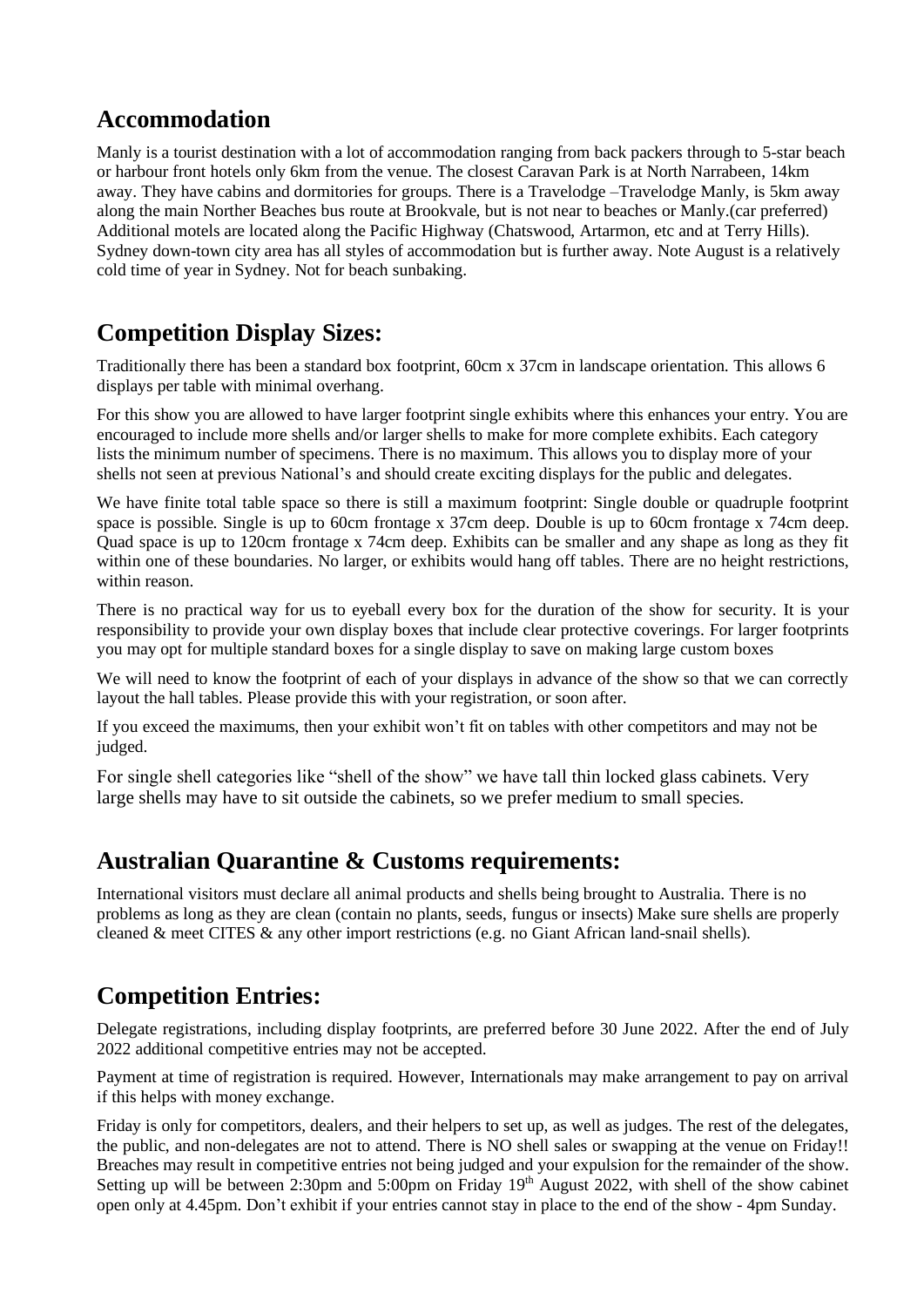## Accommodation

Manly is a tourist destination with a lot of accommodation ranging from back packers through to 5-star beach or harbour front hotels only 6km from the venue. The closest Caravan Park is at North Narrabeen, 14km away. They have cabins and dormitories for groups. There is a Travelodge –Travelodge Manly, is 5km away along the main Norther Beaches bus route at Brookvale, but is not near to beaches or Manly.(car preferred) Additional motels are located along the Pacific Highway (Chatswood, Artarmon, etc and at Terry Hills). Sydney down-town city area has all styles of accommodation but is further away. Note August is a relatively cold time of year in Sydney. Not for beach sunbaking.

## Competition Display Sizes:

Traditionally there has been a standard box footprint, 60cm x 37cm in landscape orientation. This allows 6 displays per table with minimal overhang.

For this show you are allowed to have larger footprint single exhibits where this enhances your entry. You are encouraged to include more shells and/or larger shells to make for more complete exhibits. Each category lists the minimum number of specimens. There is no maximum. This allows you to display more of your shells not seen at previous National's and should create exciting displays for the public and delegates.

We have finite total table space so there is still a maximum footprint: Single double or quadruple footprint space is possible. Single is up to 60cm frontage x 37cm deep. Double is up to 60cm frontage x 74cm deep. Quad space is up to 120cm frontage x 74cm deep. Exhibits can be smaller and any shape as long as they fit within one of these boundaries. No larger, or exhibits would hang off tables. There are no height restrictions, within reason.

There is no practical way for us to eyeball every box for the duration of the show for security. It is your responsibility to provide your own display boxes that include clear protective coverings. For larger footprints you may opt for multiple standard boxes for a single display to save on making large custom boxes

We will need to know the footprint of each of your displays in advance of the show so that we can correctly layout the hall tables. Please provide this with your registration, or soon after.

If you exceed the maximums, then your exhibit won't fit on tables with other competitors and may not be judged.

For single shell categories like "shell of the show" we have tall thin locked glass cabinets. Very large shells may have to sit outside the cabinets, so we prefer medium to small species.

## Australian Quarantine & Customs requirements:

International visitors must declare all animal products and shells being brought to Australia. There is no problems as long as they are clean (contain no plants, seeds, fungus or insects) Make sure shells are properly cleaned & meet CITES & any other import restrictions (e.g. no Giant African land-snail shells).

## Competition Entries:

Delegate registrations, including display footprints, are preferred before 30 June 2022. After the end of July 2022 additional competitive entries may not be accepted.

Payment at time of registration is required. However, Internationals may make arrangement to pay on arrival if this helps with money exchange.

Friday is only for competitors, dealers, and their helpers to set up, as well as judges. The rest of the delegates, the public, and non-delegates are not to attend. There is NO shell sales or swapping at the venue on Friday!! Breaches may result in competitive entries not being judged and your expulsion for the remainder of the show. Setting up will be between 2:30pm and 5:00pm on Friday 19th August 2022, with shell of the show cabinet open only at 4.45pm. Don't exhibit if your entries cannot stay in place to the end of the show - 4pm Sunday.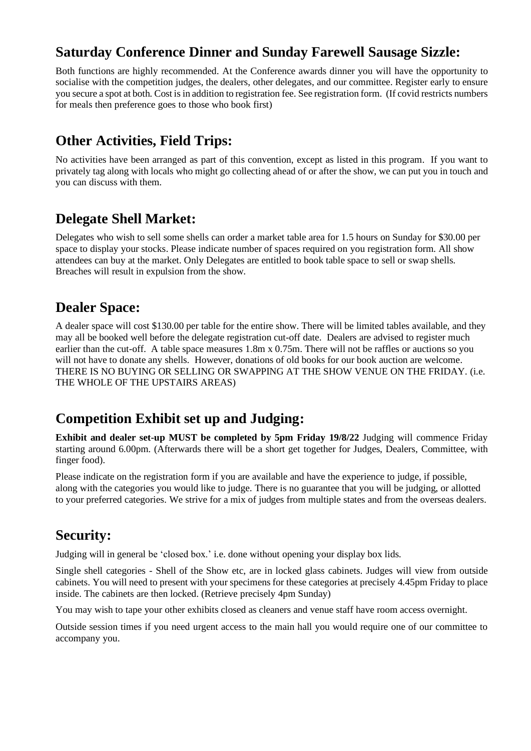## Saturday Conference Dinner and Sunday Farewell Sausage Sizzle:

Both functions are highly recommended. At the Conference awards dinner you will have the opportunity to socialise with the competition judges, the dealers, other delegates, and our committee. Register early to ensure you secure a spot at both. Cost is in addition to registration fee. See registration form. (If covid restricts numbers for meals then preference goes to those who book first)

## Other Activities, Field Trips:

No activities have been arranged as part of this convention, except as listed in this program. If you want to privately tag along with locals who might go collecting ahead of or after the show, we can put you in touch and you can discuss with them.

## Delegate Shell Market:

Delegates who wish to sell some shells can order a market table area for 1.5 hours on Sunday for $30.00 per space to display your stocks. Please indicate number of spaces required on you registration form. All show attendees can buy at the market. Only Delegates are entitled to book table space to sell or swap shells. Breaches will result in expulsion from the show.

## Dealer Space:

A dealer space will cost $130.00 per table for the entire show. There will be limited tables available, and they may all be booked well before the delegate registration cut-off date. Dealers are advised to register much earlier than the cut-off. A table space measures 1.8m x 0.75m. There will not be raffles or auctions so you will not have to donate any shells. However, donations of old books for our book auction are welcome. THERE IS NO BUYING OR SELLING OR SWAPPING AT THE SHOW VENUE ON THE FRIDAY. (i.e. THE WHOLE OF THE UPSTAIRS AREAS)

## Competition Exhibit set up and Judging:

**Exhibit and dealer set-up MUST be completed by 5pm Friday 19/8/22** Judging will commence Friday starting around 6.00pm. (Afterwards there will be a short get together for Judges, Dealers, Committee, with finger food).

Please indicate on the registration form if you are available and have the experience to judge, if possible, along with the categories you would like to judge. There is no guarantee that you will be judging, or allotted to your preferred categories. We strive for a mix of judges from multiple states and from the overseas dealers.

## Security:

Judging will in general be 'closed box.' i.e. done without opening your display box lids.

Single shell categories - Shell of the Show etc, are in locked glass cabinets. Judges will view from outside cabinets. You will need to present with your specimens for these categories at precisely 4.45pm Friday to place inside. The cabinets are then locked. (Retrieve precisely 4pm Sunday)

You may wish to tape your other exhibits closed as cleaners and venue staff have room access overnight.

Outside session times if you need urgent access to the main hall you would require one of our committee to accompany you.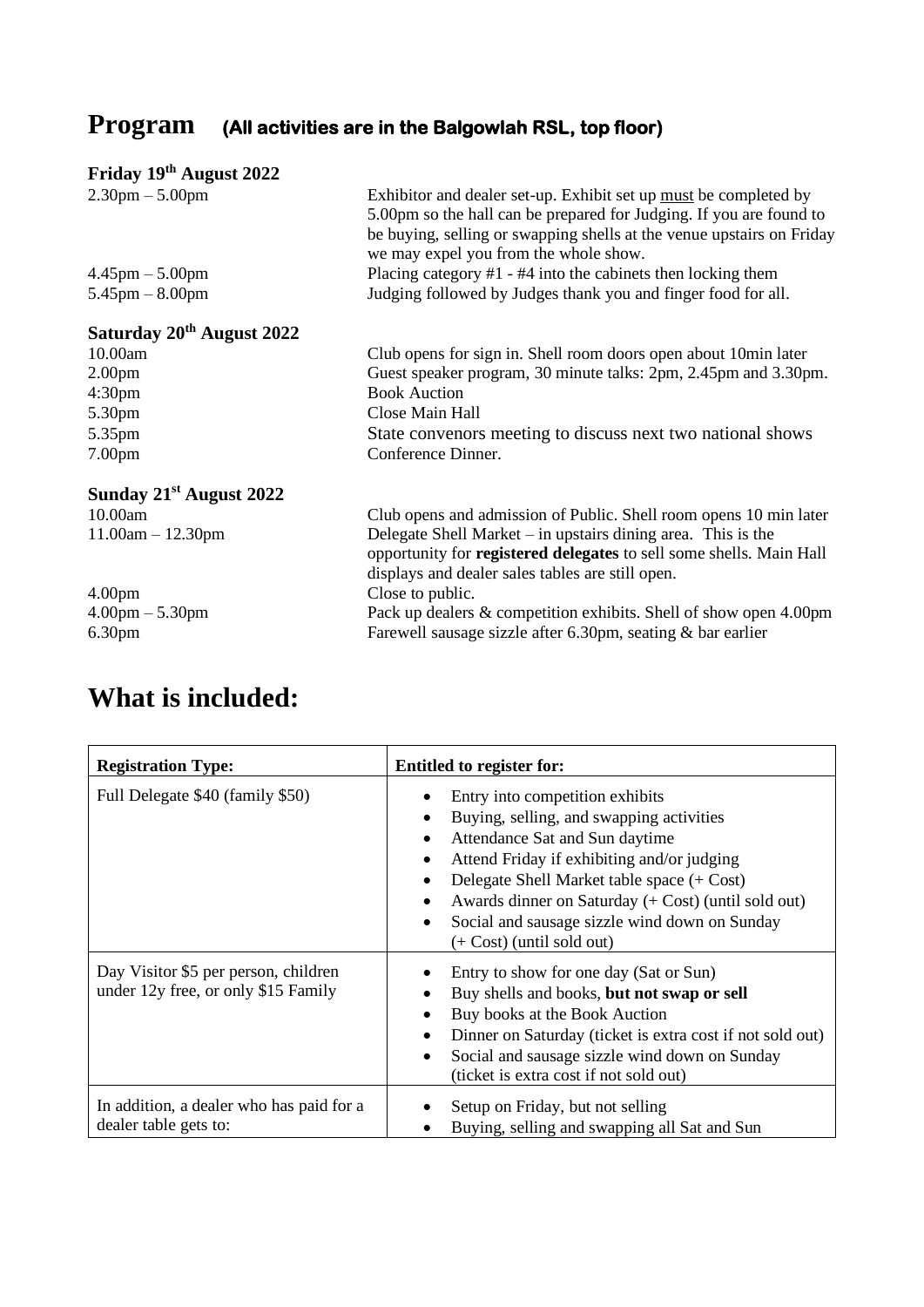# Program (All activities are in the Balgowlah RSL, top floor)

### Friday 19th August 2022

| | |
|---|---|
| 2.30pm – 5.00pm | Exhibitor and dealer set-up. Exhibit set up must be completed by 5.00pm so the hall can be prepared for Judging. If you are found to be buying, selling or swapping shells at the venue upstairs on Friday we may expel you from the whole show. |
| 4.45pm – 5.00pm | Placing category #1 - #4 into the cabinets then locking them |
| 5.45pm – 8.00pm | Judging followed by Judges thank you and finger food for all. |

### Saturday 20th August 2022

| | |
|---|---|
| 10.00am | Club opens for sign in. Shell room doors open about 10min later |
| 2.00pm | Guest speaker program, 30 minute talks: 2pm, 2.45pm and 3.30pm. |
| 4:30pm | Book Auction |
| 5.30pm | Close Main Hall |
| 5.35pm | State convenors meeting to discuss next two national shows |
| 7.00pm | Conference Dinner. |

### Sunday 21st August 2022

| | |
|---|---|
| 10.00am | Club opens and admission of Public. Shell room opens 10 min later |
| 11.00am – 12.30pm | Delegate Shell Market – in upstairs dining area. This is the opportunity for **registered delegates** to sell some shells. Main Hall displays and dealer sales tables are still open. |
| 4.00pm | Close to public. |
| 4.00pm – 5.30pm | Pack up dealers & competition exhibits. Shell of show open 4.00pm |
| 6.30pm | Farewell sausage sizzle after 6.30pm, seating & bar earlier |

# What is included:

| **Registration Type:** | **Entitled to register for:** |
|---|---|
| Full Delegate $40 (family $50) | • Entry into competition exhibits<br>• Buying, selling, and swapping activities<br>• Attendance Sat and Sun daytime<br>• Attend Friday if exhibiting and/or judging<br>• Delegate Shell Market table space (+ Cost)<br>• Awards dinner on Saturday (+ Cost) (until sold out)<br>• Social and sausage sizzle wind down on Sunday (+ Cost) (until sold out) |
| Day Visitor $5 per person, children under 12y free, or only $15 Family | • Entry to show for one day (Sat or Sun)<br>• Buy shells and books, **but not swap or sell**<br>• Buy books at the Book Auction<br>• Dinner on Saturday (ticket is extra cost if not sold out)<br>• Social and sausage sizzle wind down on Sunday (ticket is extra cost if not sold out) |
| In addition, a dealer who has paid for a dealer table gets to: | • Setup on Friday, but not selling<br>• Buying, selling and swapping all Sat and Sun |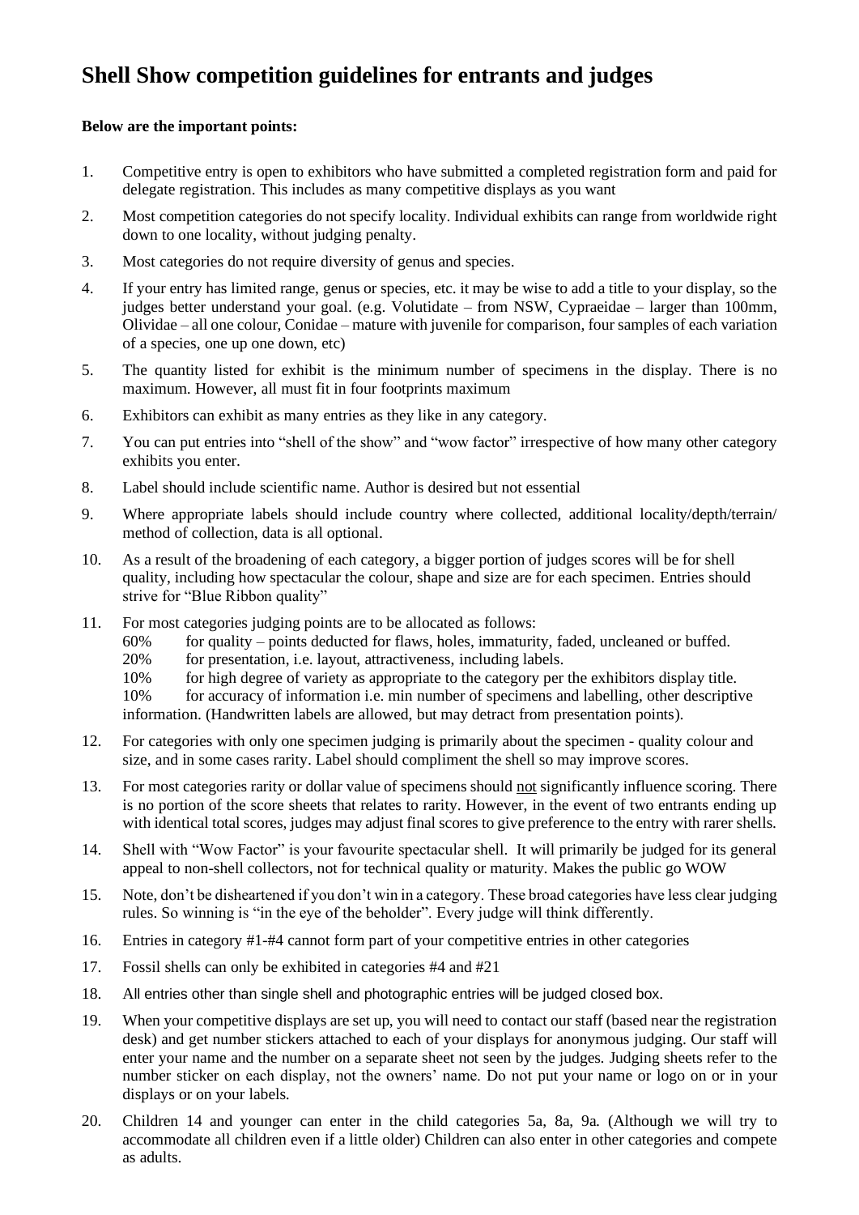# Shell Show competition guidelines for entrants and judges

**Below are the important points:**

1. Competitive entry is open to exhibitors who have submitted a completed registration form and paid for delegate registration. This includes as many competitive displays as you want
2. Most competition categories do not specify locality. Individual exhibits can range from worldwide right down to one locality, without judging penalty.
3. Most categories do not require diversity of genus and species.
4. If your entry has limited range, genus or species, etc. it may be wise to add a title to your display, so the judges better understand your goal. (e.g. Volutidate – from NSW, Cypraeidae – larger than 100mm, Olividae – all one colour, Conidae – mature with juvenile for comparison, four samples of each variation of a species, one up one down, etc)
5. The quantity listed for exhibit is the minimum number of specimens in the display. There is no maximum. However, all must fit in four footprints maximum
6. Exhibitors can exhibit as many entries as they like in any category.
7. You can put entries into "shell of the show" and "wow factor" irrespective of how many other category exhibits you enter.
8. Label should include scientific name. Author is desired but not essential
9. Where appropriate labels should include country where collected, additional locality/depth/terrain/ method of collection, data is all optional.
10. As a result of the broadening of each category, a bigger portion of judges scores will be for shell quality, including how spectacular the colour, shape and size are for each specimen. Entries should strive for "Blue Ribbon quality"
11. For most categories judging points are to be allocated as follows:
    60% for quality – points deducted for flaws, holes, immaturity, faded, uncleaned or buffed.
    20% for presentation, i.e. layout, attractiveness, including labels.
    10% for high degree of variety as appropriate to the category per the exhibitors display title.
    10% for accuracy of information i.e. min number of specimens and labelling, other descriptive information. (Handwritten labels are allowed, but may detract from presentation points).
12. For categories with only one specimen judging is primarily about the specimen - quality colour and size, and in some cases rarity. Label should compliment the shell so may improve scores.
13. For most categories rarity or dollar value of specimens should not significantly influence scoring. There is no portion of the score sheets that relates to rarity. However, in the event of two entrants ending up with identical total scores, judges may adjust final scores to give preference to the entry with rarer shells.
14. Shell with "Wow Factor" is your favourite spectacular shell. It will primarily be judged for its general appeal to non-shell collectors, not for technical quality or maturity. Makes the public go WOW
15. Note, don't be disheartened if you don't win in a category. These broad categories have less clear judging rules. So winning is "in the eye of the beholder". Every judge will think differently.
16. Entries in category #1-#4 cannot form part of your competitive entries in other categories
17. Fossil shells can only be exhibited in categories #4 and #21
18. All entries other than single shell and photographic entries will be judged closed box.
19. When your competitive displays are set up, you will need to contact our staff (based near the registration desk) and get number stickers attached to each of your displays for anonymous judging. Our staff will enter your name and the number on a separate sheet not seen by the judges. Judging sheets refer to the number sticker on each display, not the owners' name. Do not put your name or logo on or in your displays or on your labels.
20. Children 14 and younger can enter in the child categories 5a, 8a, 9a. (Although we will try to accommodate all children even if a little older) Children can also enter in other categories and compete as adults.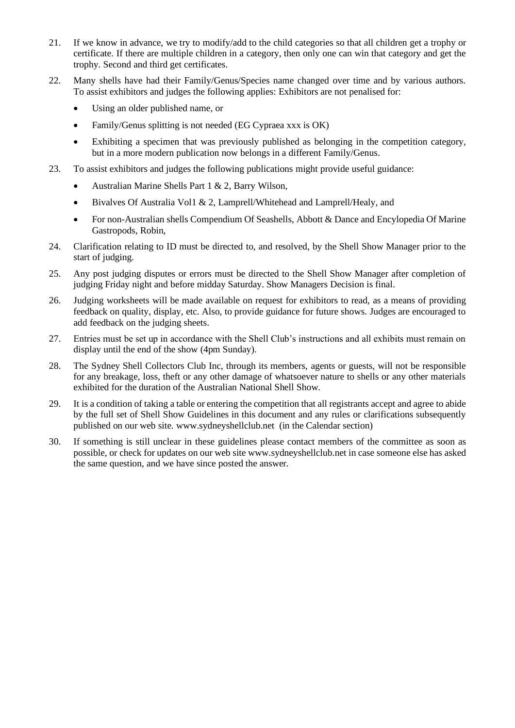21. If we know in advance, we try to modify/add to the child categories so that all children get a trophy or certificate. If there are multiple children in a category, then only one can win that category and get the trophy. Second and third get certificates.

22. Many shells have had their Family/Genus/Species name changed over time and by various authors. To assist exhibitors and judges the following applies: Exhibitors are not penalised for:

    - Using an older published name, or
    - Family/Genus splitting is not needed (EG Cypraea xxx is OK)
    - Exhibiting a specimen that was previously published as belonging in the competition category, but in a more modern publication now belongs in a different Family/Genus.

23. To assist exhibitors and judges the following publications might provide useful guidance:

    - Australian Marine Shells Part 1 & 2, Barry Wilson,
    - Bivalves Of Australia Vol1 & 2, Lamprell/Whitehead and Lamprell/Healy, and
    - For non-Australian shells Compendium Of Seashells, Abbott & Dance and Encylopedia Of Marine Gastropods, Robin,

24. Clarification relating to ID must be directed to, and resolved, by the Shell Show Manager prior to the start of judging.

25. Any post judging disputes or errors must be directed to the Shell Show Manager after completion of judging Friday night and before midday Saturday. Show Managers Decision is final.

26. Judging worksheets will be made available on request for exhibitors to read, as a means of providing feedback on quality, display, etc. Also, to provide guidance for future shows. Judges are encouraged to add feedback on the judging sheets.

27. Entries must be set up in accordance with the Shell Club's instructions and all exhibits must remain on display until the end of the show (4pm Sunday).

28. The Sydney Shell Collectors Club Inc, through its members, agents or guests, will not be responsible for any breakage, loss, theft or any other damage of whatsoever nature to shells or any other materials exhibited for the duration of the Australian National Shell Show.

29. It is a condition of taking a table or entering the competition that all registrants accept and agree to abide by the full set of Shell Show Guidelines in this document and any rules or clarifications subsequently published on our web site. www.sydneyshellclub.net (in the Calendar section)

30. If something is still unclear in these guidelines please contact members of the committee as soon as possible, or check for updates on our web site www.sydneyshellclub.net in case someone else has asked the same question, and we have since posted the answer.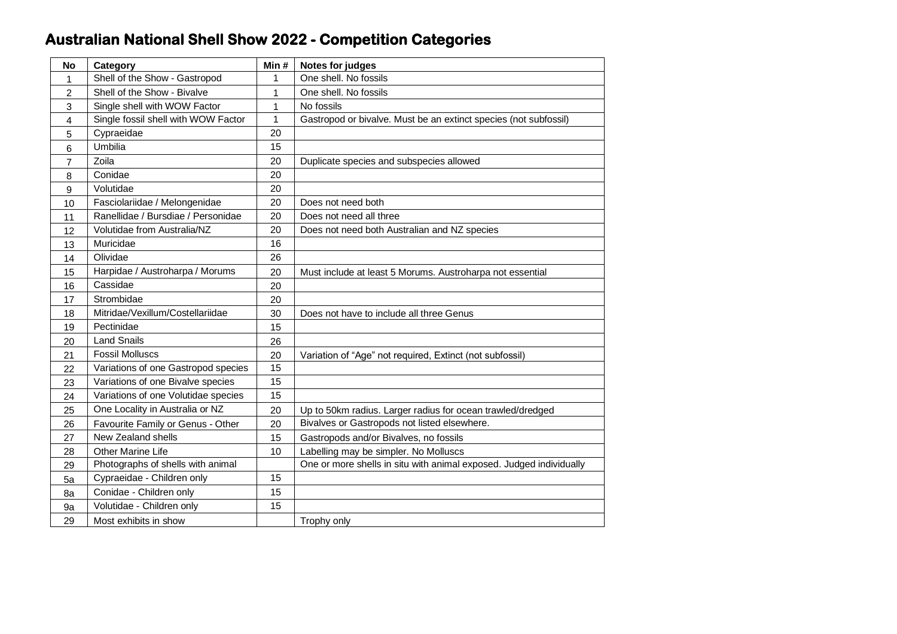# Australian National Shell Show 2022 - Competition Categories

| No | Category | Min # | Notes for judges |
|---|---|---|---|
| 1 | Shell of the Show - Gastropod | 1 | One shell. No fossils |
| 2 | Shell of the Show - Bivalve | 1 | One shell. No fossils |
| 3 | Single shell with WOW Factor | 1 | No fossils |
| 4 | Single fossil shell with WOW Factor | 1 | Gastropod or bivalve. Must be an extinct species (not subfossil) |
| 5 | Cypraeidae | 20 | |
| 6 | Umbilia | 15 | |
| 7 | Zoila | 20 | Duplicate species and subspecies allowed |
| 8 | Conidae | 20 | |
| 9 | Volutidae | 20 | |
| 10 | Fasciolariidae / Melongenidae | 20 | Does not need both |
| 11 | Ranellidae / Bursdiae / Personidae | 20 | Does not need all three |
| 12 | Volutidae from Australia/NZ | 20 | Does not need both Australian and NZ species |
| 13 | Muricidae | 16 | |
| 14 | Olividae | 26 | |
| 15 | Harpidae / Austroharpa / Morums | 20 | Must include at least 5 Morums. Austroharpa not essential |
| 16 | Cassidae | 20 | |
| 17 | Strombidae | 20 | |
| 18 | Mitridae/Vexillum/Costellariidae | 30 | Does not have to include all three Genus |
| 19 | Pectinidae | 15 | |
| 20 | Land Snails | 26 | |
| 21 | Fossil Molluscs | 20 | Variation of "Age" not required, Extinct (not subfossil) |
| 22 | Variations of one Gastropod species | 15 | |
| 23 | Variations of one Bivalve species | 15 | |
| 24 | Variations of one Volutidae species | 15 | |
| 25 | One Locality in Australia or NZ | 20 | Up to 50km radius. Larger radius for ocean trawled/dredged |
| 26 | Favourite Family or Genus - Other | 20 | Bivalves or Gastropods not listed elsewhere. |
| 27 | New Zealand shells | 15 | Gastropods and/or Bivalves, no fossils |
| 28 | Other Marine Life | 10 | Labelling may be simpler. No Molluscs |
| 29 | Photographs of shells with animal | | One or more shells in situ with animal exposed. Judged individually |
| 5a | Cypraeidae - Children only | 15 | |
| 8a | Conidae - Children only | 15 | |
| 9a | Volutidae - Children only | 15 | |
| 29 | Most exhibits in show | | Trophy only |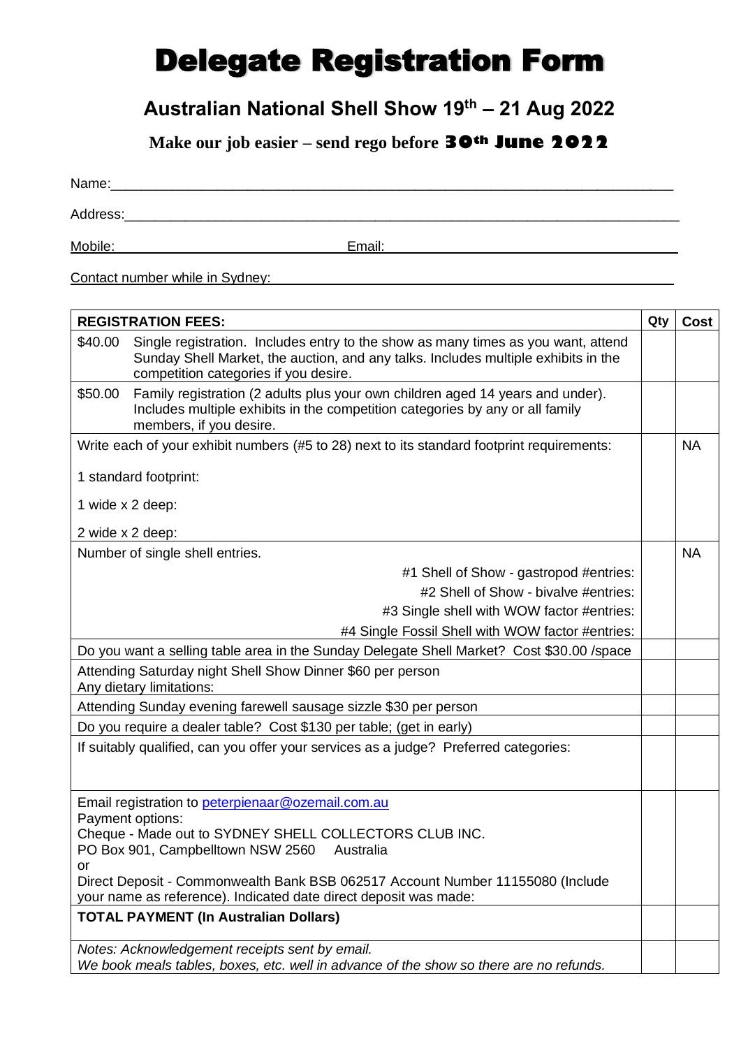# Delegate Registration Form

## Australian National Shell Show 19th – 21 Aug 2022

**Make our job easier – send rego before 30th June 2022**

Name:_______________________________________________________________________

Address:_____________________________________________________________________

Mobile: ______________________________ Email: ____________________________________

Contact number while in Sydney: ______________________________________________

| REGISTRATION FEES: | Qty | Cost |
|---|---|---|
| $40.00 Single registration. Includes entry to the show as many times as you want, attend Sunday Shell Market, the auction, and any talks. Includes multiple exhibits in the competition categories if you desire. | | |
| $50.00 Family registration (2 adults plus your own children aged 14 years and under). Includes multiple exhibits in the competition categories by any or all family members, if you desire. | | |
| Write each of your exhibit numbers (#5 to 28) next to its standard footprint requirements:<br><br>1 standard footprint:<br><br>1 wide x 2 deep:<br><br>2 wide x 2 deep: | | NA |
| Number of single shell entries.<br>#1 Shell of Show - gastropod #entries:<br>#2 Shell of Show - bivalve #entries:<br>#3 Single shell with WOW factor #entries:<br>#4 Single Fossil Shell with WOW factor #entries: | | NA |
| Do you want a selling table area in the Sunday Delegate Shell Market? Cost $30.00 /space | | |
| Attending Saturday night Shell Show Dinner $60 per person<br>Any dietary limitations: | | |
| Attending Sunday evening farewell sausage sizzle $30 per person | | |
| Do you require a dealer table? Cost $130 per table; (get in early) | | |
| If suitably qualified, can you offer your services as a judge? Preferred categories: | | |
| Email registration to peterpienaar@ozemail.com.au<br>Payment options:<br>Cheque - Made out to SYDNEY SHELL COLLECTORS CLUB INC.<br>PO Box 901, Campbelltown NSW 2560 Australia<br>or<br>Direct Deposit - Commonwealth Bank BSB 062517 Account Number 11155080 (Include your name as reference). Indicated date direct deposit was made: | | |
| **TOTAL PAYMENT (In Australian Dollars)** | | |
| *Notes: Acknowledgement receipts sent by email.*<br>*We book meals tables, boxes, etc. well in advance of the show so there are no refunds.* | | |